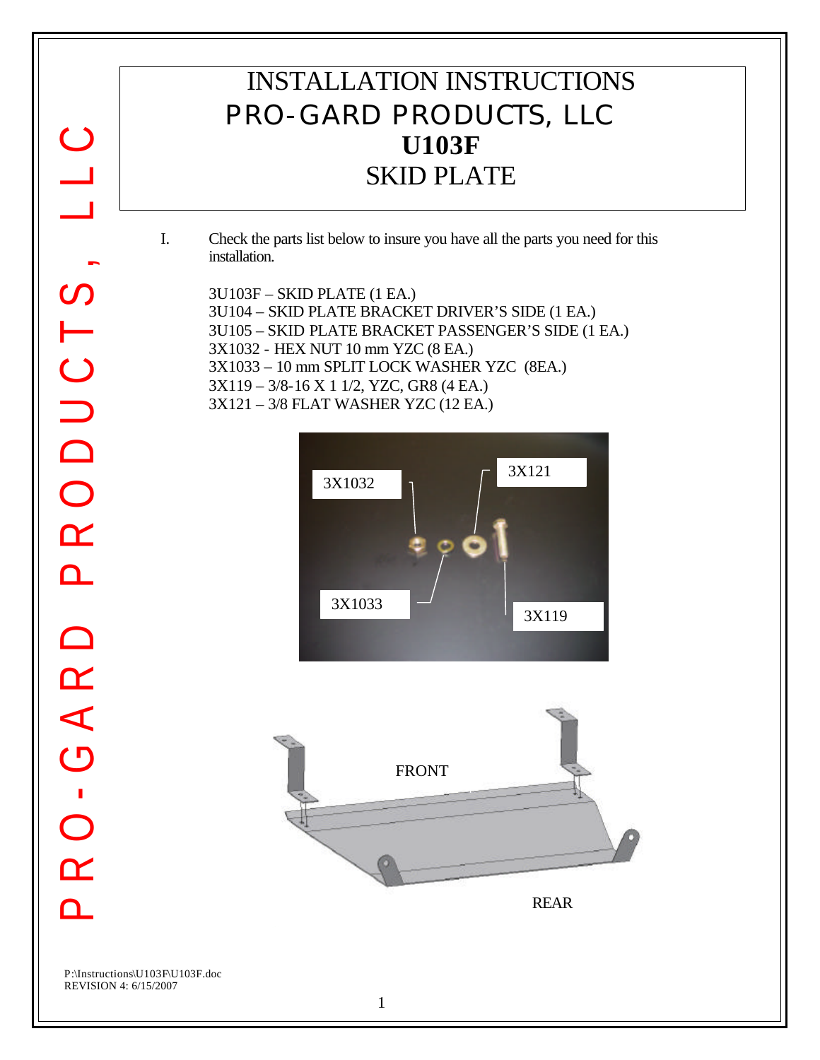# INSTALLATION INSTRUCTIONS

# PRO-GARD PRODUCTS, LLC

# **U103F**

# SKID PLATE

I. Check the parts list below to insure you have all the parts you need for this installation.

3U103F – SKID PLATE (1 EA.)
3U104 – SKID PLATE BRACKET DRIVER'S SIDE (1 EA.)
3U105 – SKID PLATE BRACKET PASSENGER'S SIDE (1 EA.)
3X1032 - HEX NUT 10 mm YZC (8 EA.)
3X1033 – 10 mm SPLIT LOCK WASHER YZC (8EA.)
3X119 – 3/8-16 X 1 1/2, YZC, GR8 (4 EA.)
3X121 – 3/8 FLAT WASHER YZC (12 EA.)

3X1032 3X121 3X1033 3X119

FRONT

REAR

P:\Instructions\U103F\U103F.doc
REVISION 4: 6/15/2007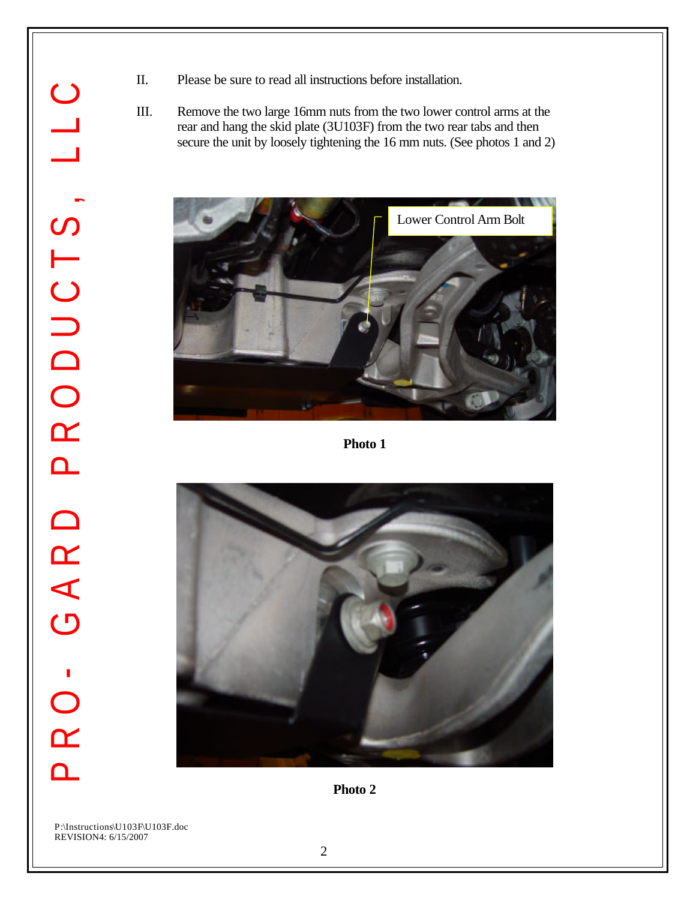II. Please be sure to read all instructions before installation.

III. Remove the two large 16mm nuts from the two lower control arms at the rear and hang the skid plate (3U103F) from the two rear tabs and then secure the unit by loosely tightening the 16 mm nuts. (See photos 1 and 2)

Lower Control Arm Bolt

**Photo 1**

**Photo 2**

P:\Instructions\U103F\U103F.doc
REVISION4: 6/15/2007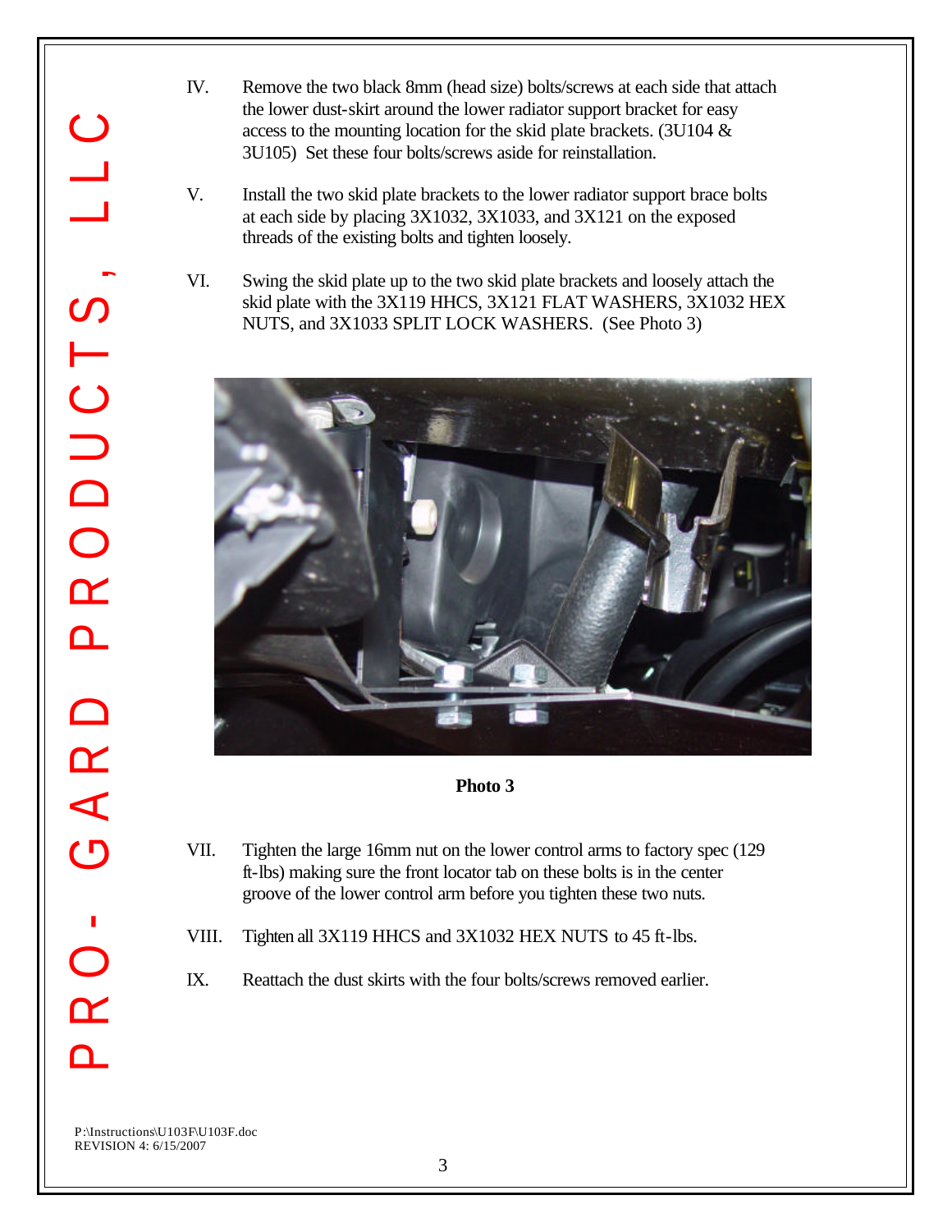IV. Remove the two black 8mm (head size) bolts/screws at each side that attach the lower dust-skirt around the lower radiator support bracket for easy access to the mounting location for the skid plate brackets. (3U104 & 3U105) Set these four bolts/screws aside for reinstallation.

V. Install the two skid plate brackets to the lower radiator support brace bolts at each side by placing 3X1032, 3X1033, and 3X121 on the exposed threads of the existing bolts and tighten loosely.

VI. Swing the skid plate up to the two skid plate brackets and loosely attach the skid plate with the 3X119 HHCS, 3X121 FLAT WASHERS, 3X1032 HEX NUTS, and 3X1033 SPLIT LOCK WASHERS. (See Photo 3)

**Photo 3**

VII. Tighten the large 16mm nut on the lower control arms to factory spec (129 ft-lbs) making sure the front locator tab on these bolts is in the center groove of the lower control arm before you tighten these two nuts.

VIII. Tighten all 3X119 HHCS and 3X1032 HEX NUTS to 45 ft-lbs.

IX. Reattach the dust skirts with the four bolts/screws removed earlier.

P:\Instructions\U103F\U103F.doc
REVISION 4: 6/15/2007